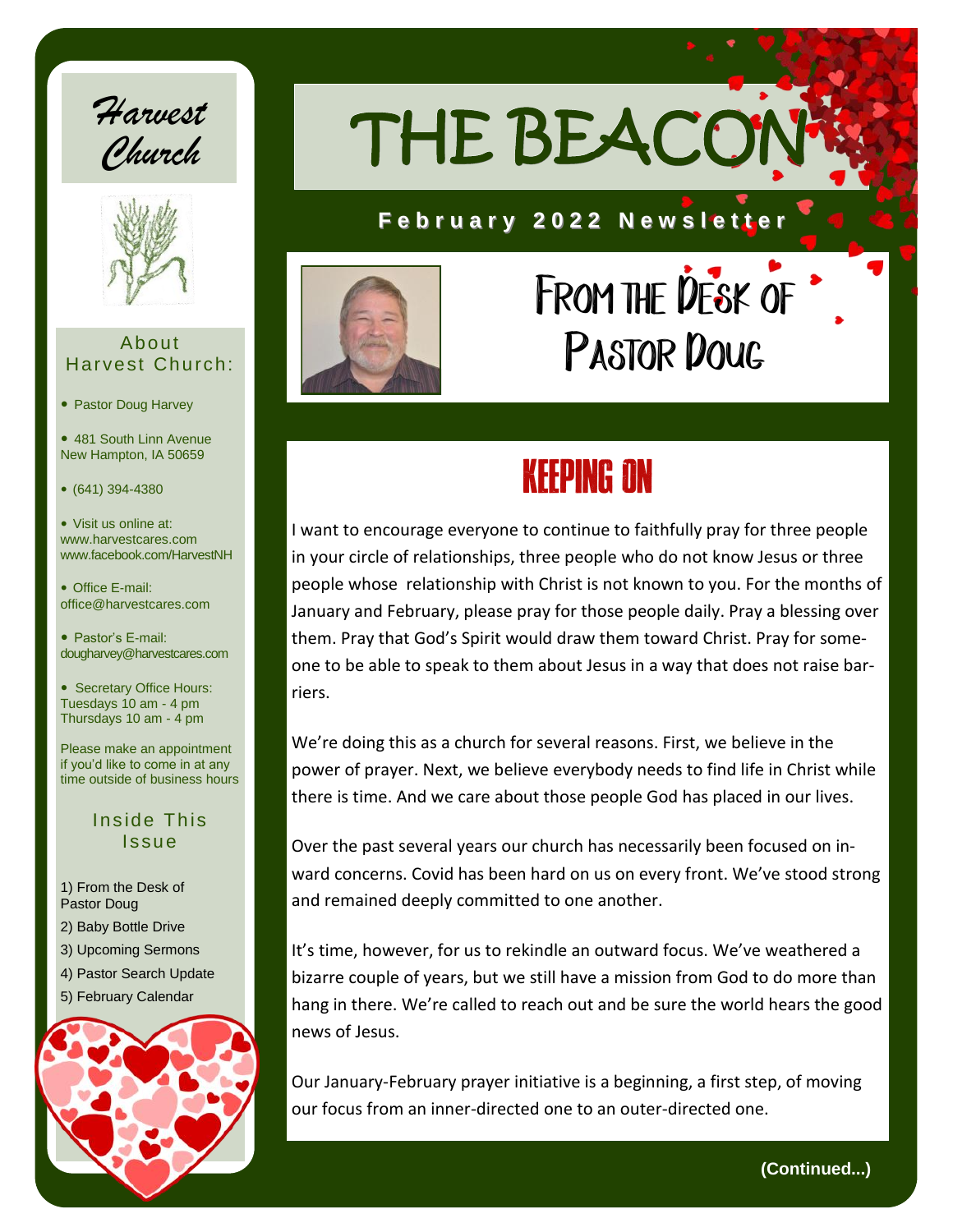# THE BEACON

**February 2022 Newsletter**

## Harvest Church

### About Harvest Church:

- Pastor Doug Harvey
- 481 South Linn Avenue
  New Hampton, IA 50659
- (641) 394-4380
- Visit us online at:
  www.harvestcares.com
  www.facebook.com/HarvestNH
- Office E-mail:
  office@harvestcares.com
- Pastor's E-mail:
  dougharvey@harvestcares.com
- Secretary Office Hours:
  Tuesdays 10 am - 4 pm
  Thursdays 10 am - 4 pm

Please make an appointment if you'd like to come in at any time outside of business hours

### Inside This Issue

1) From the Desk of Pastor Doug
2) Baby Bottle Drive
3) Upcoming Sermons
4) Pastor Search Update
5) February Calendar

## From the Desk of Pastor Doug

### KEEPING ON

I want to encourage everyone to continue to faithfully pray for three people in your circle of relationships, three people who do not know Jesus or three people whose relationship with Christ is not known to you. For the months of January and February, please pray for those people daily. Pray a blessing over them. Pray that God's Spirit would draw them toward Christ. Pray for someone to be able to speak to them about Jesus in a way that does not raise barriers.

We're doing this as a church for several reasons. First, we believe in the power of prayer. Next, we believe everybody needs to find life in Christ while there is time. And we care about those people God has placed in our lives.

Over the past several years our church has necessarily been focused on inward concerns. Covid has been hard on us on every front. We've stood strong and remained deeply committed to one another.

It's time, however, for us to rekindle an outward focus. We've weathered a bizarre couple of years, but we still have a mission from God to do more than hang in there. We're called to reach out and be sure the world hears the good news of Jesus.

Our January-February prayer initiative is a beginning, a first step, of moving our focus from an inner-directed one to an outer-directed one.

**(Continued...)**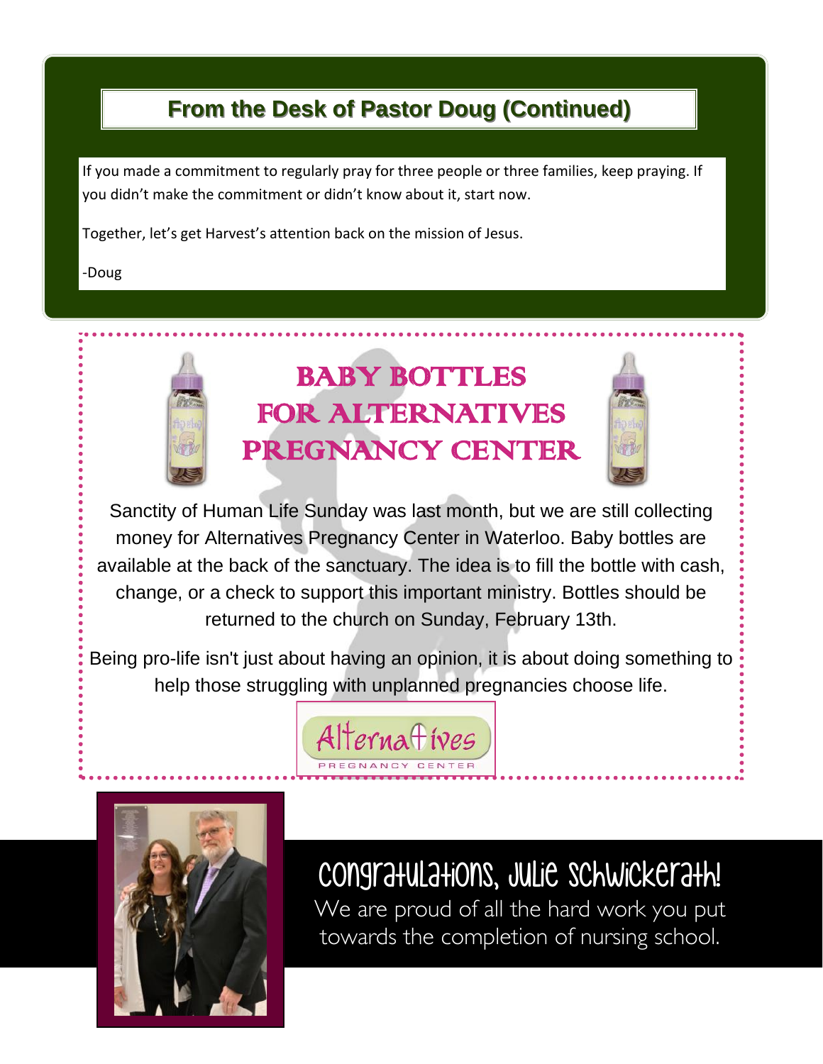## From the Desk of Pastor Doug (Continued)

If you made a commitment to regularly pray for three people or three families, keep praying. If you didn't make the commitment or didn't know about it, start now.

Together, let's get Harvest's attention back on the mission of Jesus.

-Doug

## BABY BOTTLES FOR ALTERNATIVES PREGNANCY CENTER

Sanctity of Human Life Sunday was last month, but we are still collecting money for Alternatives Pregnancy Center in Waterloo. Baby bottles are available at the back of the sanctuary. The idea is to fill the bottle with cash, change, or a check to support this important ministry. Bottles should be returned to the church on Sunday, February 13th.

Being pro-life isn't just about having an opinion, it is about doing something to help those struggling with unplanned pregnancies choose life.

Alternatives PREGNANCY CENTER

## Congratulations, Julie Schwickerath!

We are proud of all the hard work you put towards the completion of nursing school.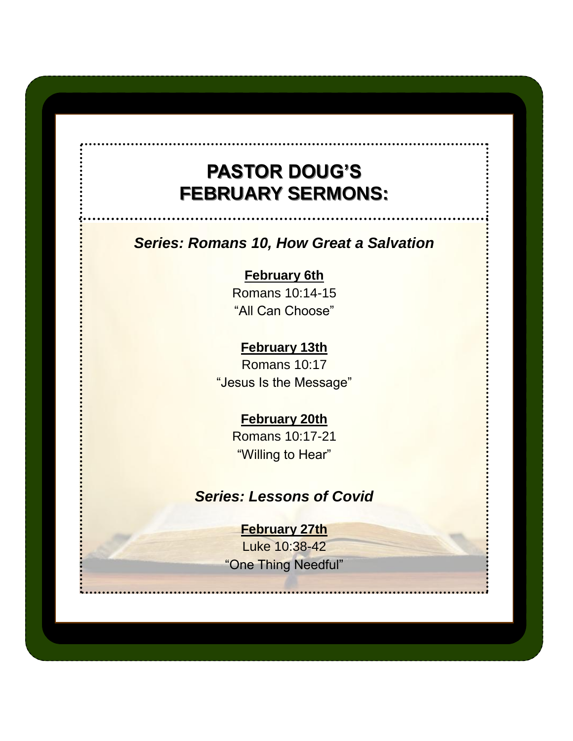# PASTOR DOUG'S FEBRUARY SERMONS:

## *Series: Romans 10, How Great a Salvation*

**February 6th**
Romans 10:14-15
"All Can Choose"

**February 13th**
Romans 10:17
"Jesus Is the Message"

**February 20th**
Romans 10:17-21
"Willing to Hear"

## *Series: Lessons of Covid*

**February 27th**
Luke 10:38-42
"One Thing Needful"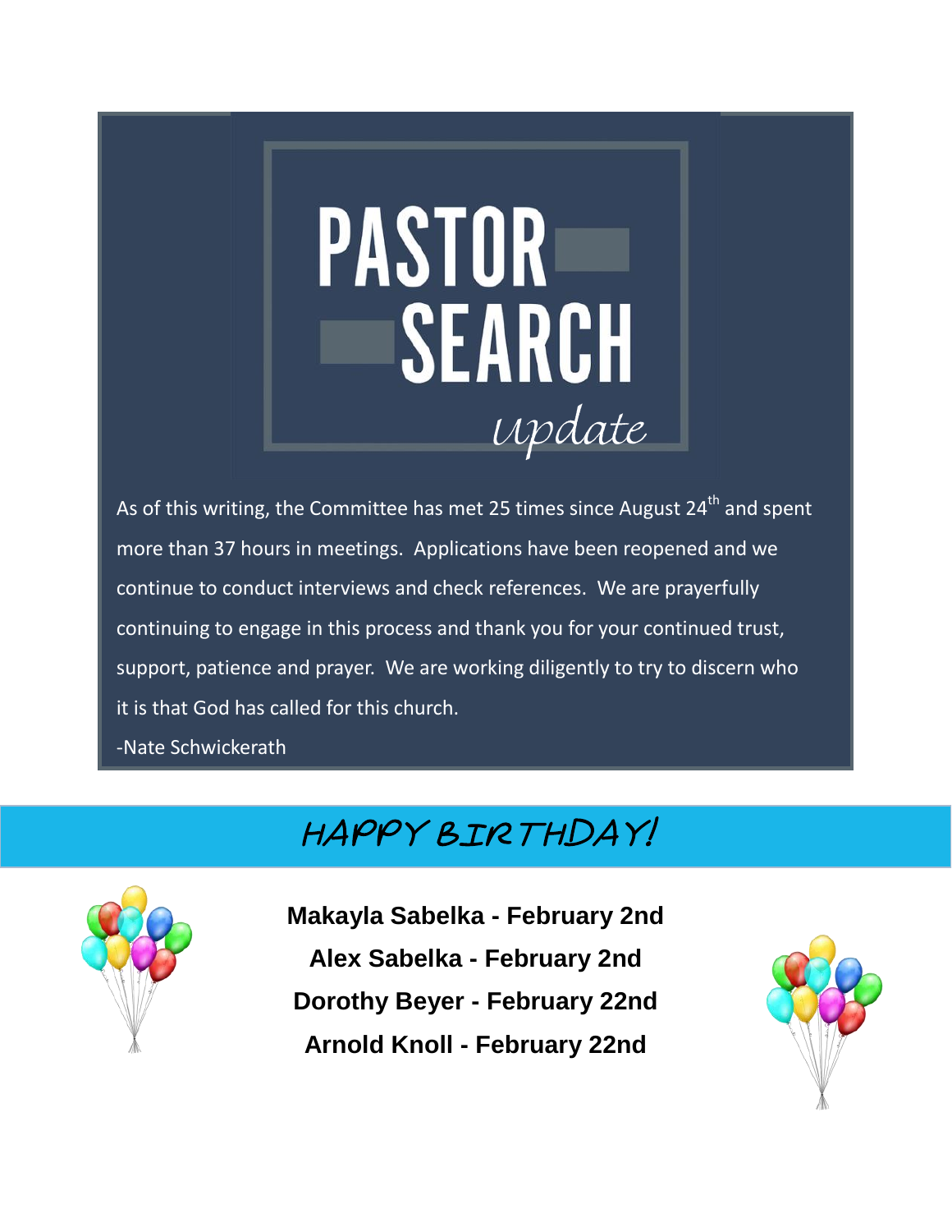# PASTOR SEARCH

*update*

As of this writing, the Committee has met 25 times since August 24th and spent more than 37 hours in meetings. Applications have been reopened and we continue to conduct interviews and check references. We are prayerfully continuing to engage in this process and thank you for your continued trust, support, patience and prayer. We are working diligently to try to discern who it is that God has called for this church.

-Nate Schwickerath

# HAPPY BIRTHDAY!

**Makayla Sabelka - February 2nd**

**Alex Sabelka - February 2nd**

**Dorothy Beyer - February 22nd**

**Arnold Knoll - February 22nd**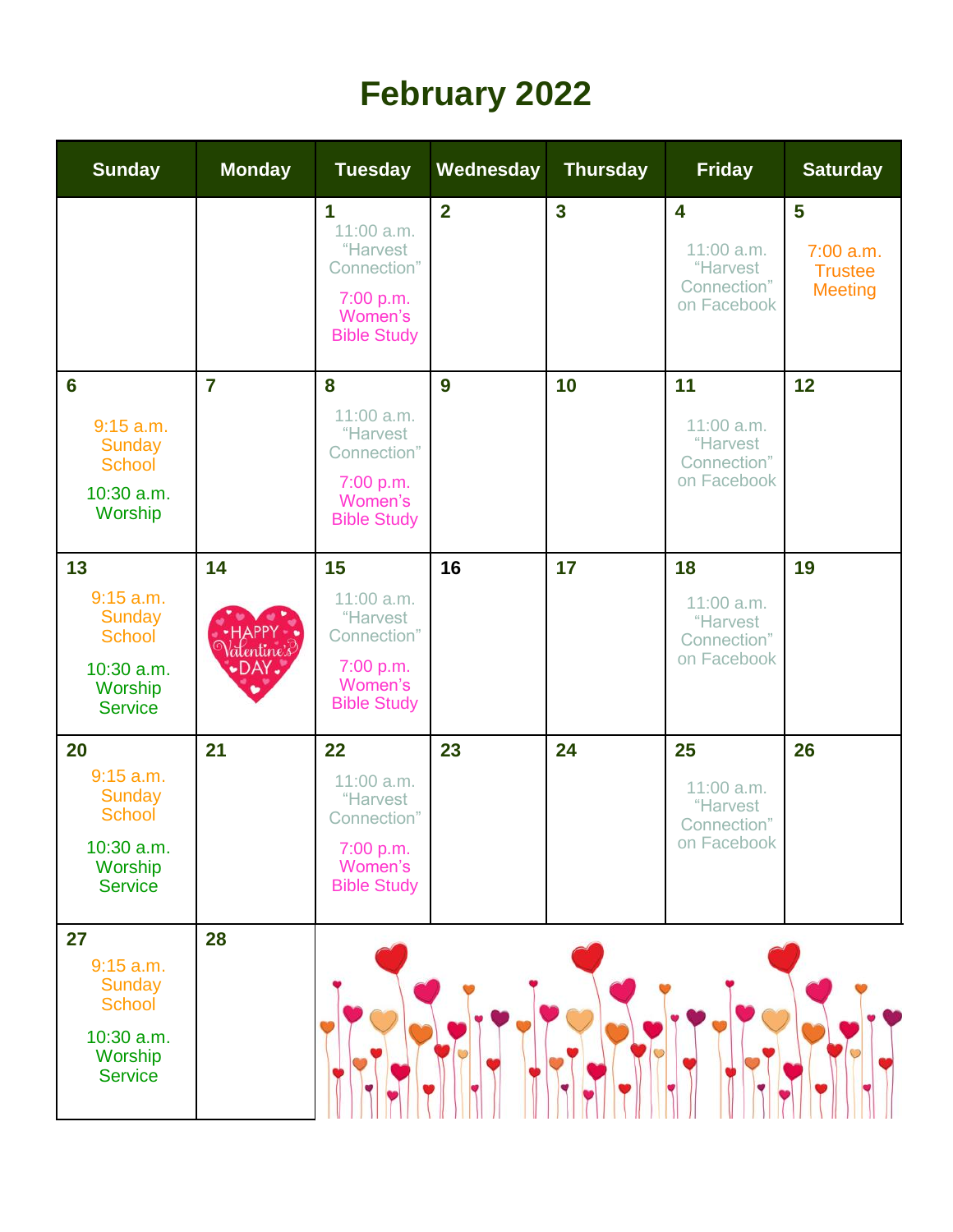# February 2022

| Sunday | Monday | Tuesday | Wednesday | Thursday | Friday | Saturday |
|---|---|---|---|---|---|---|
| | | **1** 11:00 a.m. "Harvest Connection" 7:00 p.m. Women's Bible Study | **2** | **3** | **4** 11:00 a.m. "Harvest Connection" on Facebook | **5** 7:00 a.m. Trustee Meeting |
| **6** 9:15 a.m. Sunday School 10:30 a.m. Worship | **7** | **8** 11:00 a.m. "Harvest Connection" 7:00 p.m. Women's Bible Study | **9** | **10** | **11** 11:00 a.m. "Harvest Connection" on Facebook | **12** |
| **13** 9:15 a.m. Sunday School 10:30 a.m. Worship Service | **14** HAPPY Valentine's DAY | **15** 11:00 a.m. "Harvest Connection" 7:00 p.m. Women's Bible Study | **16** | **17** | **18** 11:00 a.m. "Harvest Connection" on Facebook | **19** |
| **20** 9:15 a.m. Sunday School 10:30 a.m. Worship Service | **21** | **22** 11:00 a.m. "Harvest Connection" 7:00 p.m. Women's Bible Study | **23** | **24** | **25** 11:00 a.m. "Harvest Connection" on Facebook | **26** |
| **27** 9:15 a.m. Sunday School 10:30 a.m. Worship Service | **28** | | | | | |